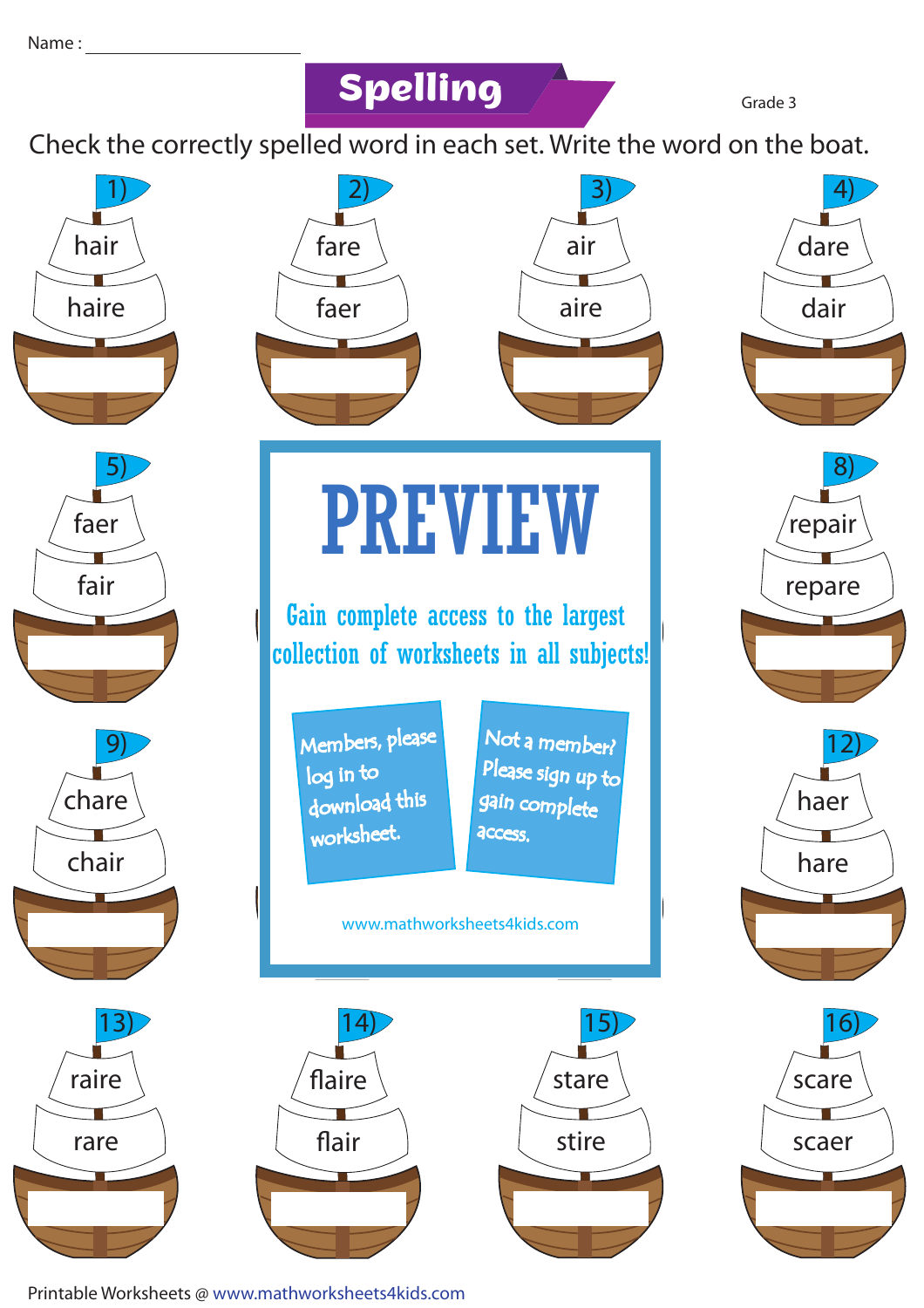Name : ____________________

# Spelling

Grade 3

Check the correctly spelled word in each set. Write the word on the boat.

1) hair / haire

2) fare / faer

3) air / aire

4) dare / dair

5) faer / fair

8) repair / repare

9) chare / chair

12) haer / hare

13) raire / rare

14) flaire / flair

15) stare / stire

16) scare / scaer

**PREVIEW**

Gain complete access to the largest collection of worksheets in all subjects!

Members, please log in to download this worksheet.

Not a member? Please sign up to gain complete access.

www.mathworksheets4kids.com

Printable Worksheets @ www.mathworksheets4kids.com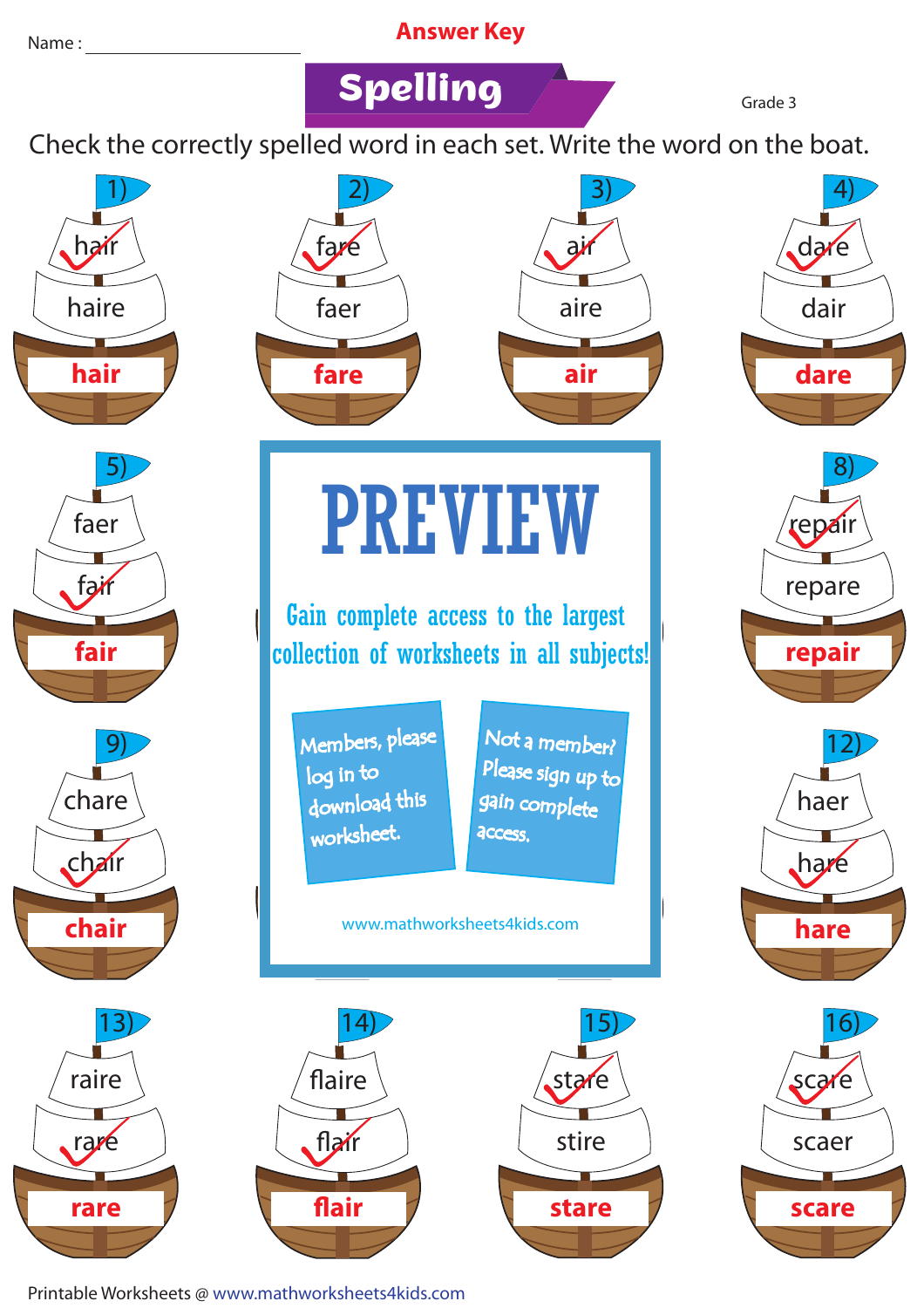Name : ____________________

**Answer Key**

# Spelling

Grade 3

Check the correctly spelled word in each set. Write the word on the boat.

1) hair ✓ / haire — **hair**

2) fare ✓ / faer — **fare**

3) air ✓ / aire — **air**

4) dare ✓ / dair — **dare**

5) faer / fair ✓ — **fair**

8) repair ✓ / repare — **repair**

9) chare / chair ✓ — **chair**

12) haer / hare ✓ — **hare**

13) raire / rare ✓ — **rare**

14) flaire / flair ✓ — **flair**

15) stare ✓ / stire — **stare**

16) scare ✓ / scaer — **scare**

**PREVIEW**

Gain complete access to the largest collection of worksheets in all subjects!

Members, please log in to download this worksheet.

Not a member? Please sign up to gain complete access.

www.mathworksheets4kids.com

Printable Worksheets @ www.mathworksheets4kids.com